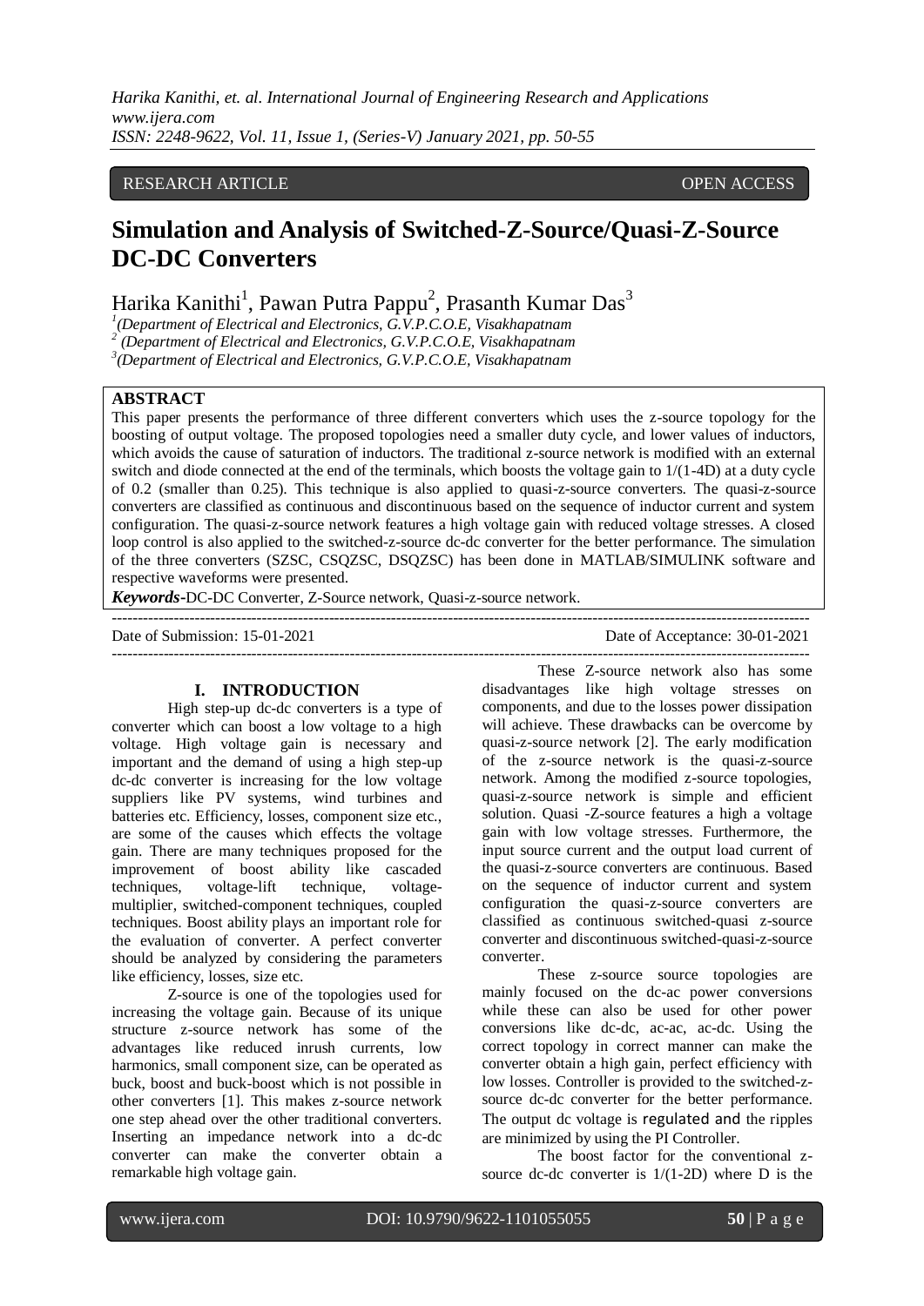RESEARCH ARTICLE OPEN ACCESS

# Simulation and Analysis of Switched-Z-Source/Quasi-Z-Source DC-DC Converters

Harika Kanithi[1], Pawan Putra Pappu[2], Prasanth Kumar Das[3]

[1](Department of Electrical and Electronics, G.V.P.C.O.E, Visakhapatnam
[2](Department of Electrical and Electronics, G.V.P.C.O.E, Visakhapatnam
[3](Department of Electrical and Electronics, G.V.P.C.O.E, Visakhapatnam

## ABSTRACT

This paper presents the performance of three different converters which uses the z-source topology for the boosting of output voltage. The proposed topologies need a smaller duty cycle, and lower values of inductors, which avoids the cause of saturation of inductors. The traditional z-source network is modified with an external switch and diode connected at the end of the terminals, which boosts the voltage gain to 1/(1-4D) at a duty cycle of 0.2 (smaller than 0.25). This technique is also applied to quasi-z-source converters. The quasi-z-source converters are classified as continuous and discontinuous based on the sequence of inductor current and system configuration. The quasi-z-source network features a high voltage gain with reduced voltage stresses. A closed loop control is also applied to the switched-z-source dc-dc converter for the better performance. The simulation of the three converters (SZSC, CSQZSC, DSQZSC) has been done in MATLAB/SIMULINK software and respective waveforms were presented.

***Keywords*-**DC-DC Converter, Z-Source network, Quasi-z-source network.

Date of Submission: 15-01-2021 Date of Acceptance: 30-01-2021

## I. INTRODUCTION

High step-up dc-dc converters is a type of converter which can boost a low voltage to a high voltage. High voltage gain is necessary and important and the demand of using a high step-up dc-dc converter is increasing for the low voltage suppliers like PV systems, wind turbines and batteries etc. Efficiency, losses, component size etc., are some of the causes which effects the voltage gain. There are many techniques proposed for the improvement of boost ability like cascaded techniques, voltage-lift technique, voltage-multiplier, switched-component techniques, coupled techniques. Boost ability plays an important role for the evaluation of converter. A perfect converter should be analyzed by considering the parameters like efficiency, losses, size etc.

Z-source is one of the topologies used for increasing the voltage gain. Because of its unique structure z-source network has some of the advantages like reduced inrush currents, low harmonics, small component size, can be operated as buck, boost and buck-boost which is not possible in other converters [1]. This makes z-source network one step ahead over the other traditional converters. Inserting an impedance network into a dc-dc converter can make the converter obtain a remarkable high voltage gain.

These Z-source network also has some disadvantages like high voltage stresses on components, and due to the losses power dissipation will achieve. These drawbacks can be overcome by quasi-z-source network [2]. The early modification of the z-source network is the quasi-z-source network. Among the modified z-source topologies, quasi-z-source network is simple and efficient solution. Quasi -Z-source features a high a voltage gain with low voltage stresses. Furthermore, the input source current and the output load current of the quasi-z-source converters are continuous. Based on the sequence of inductor current and system configuration the quasi-z-source converters are classified as continuous switched-quasi z-source converter and discontinuous switched-quasi-z-source converter.

These z-source source topologies are mainly focused on the dc-ac power conversions while these can also be used for other power conversions like dc-dc, ac-ac, ac-dc. Using the correct topology in correct manner can make the converter obtain a high gain, perfect efficiency with low losses. Controller is provided to the switched-z-source dc-dc converter for the better performance. The output dc voltage is regulated and the ripples are minimized by using the PI Controller.

The boost factor for the conventional z-source dc-dc converter is 1/(1-2D) where D is the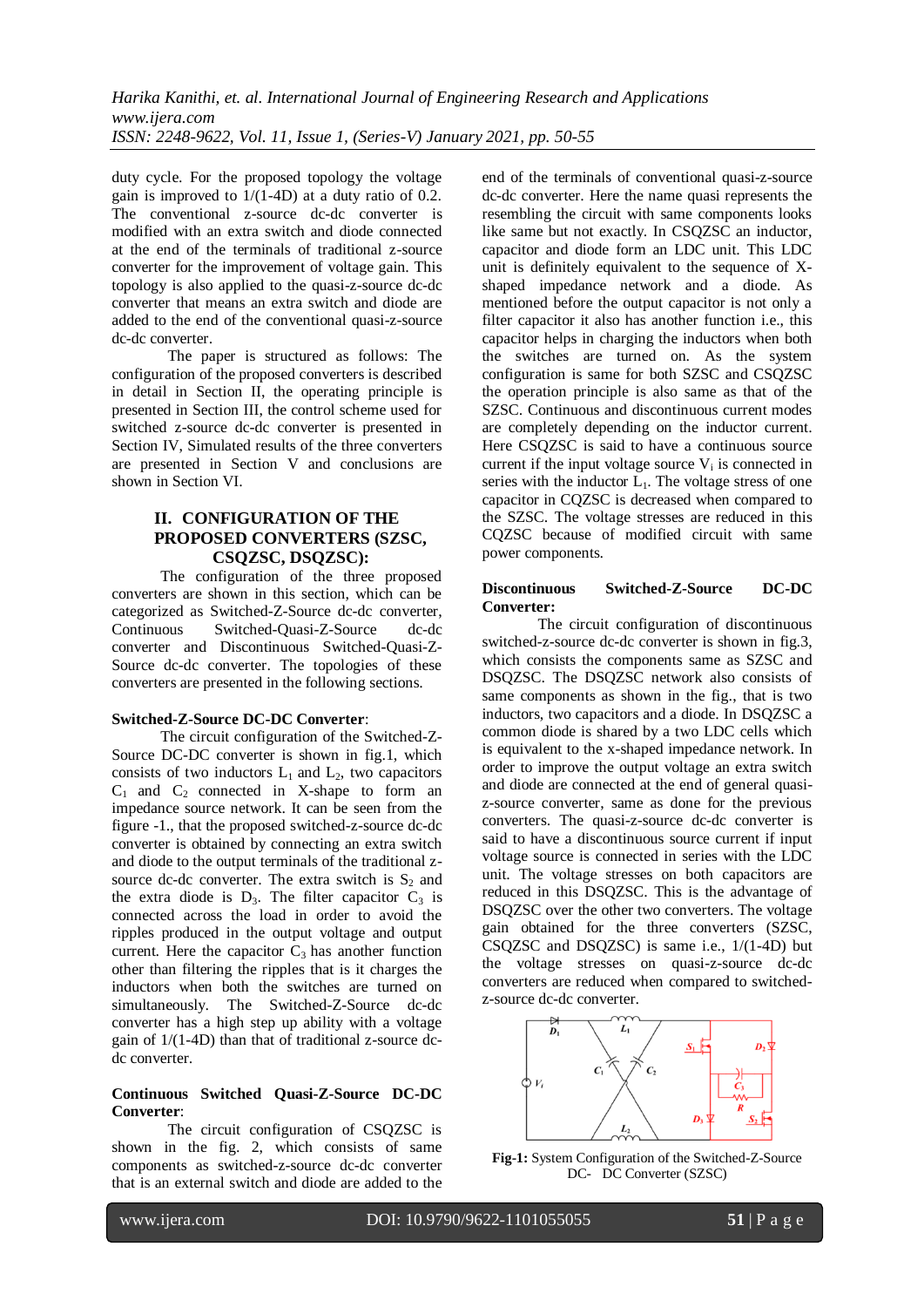duty cycle. For the proposed topology the voltage gain is improved to 1/(1-4D) at a duty ratio of 0.2. The conventional z-source dc-dc converter is modified with an extra switch and diode connected at the end of the terminals of traditional z-source converter for the improvement of voltage gain. This topology is also applied to the quasi-z-source dc-dc converter that means an extra switch and diode are added to the end of the conventional quasi-z-source dc-dc converter.

The paper is structured as follows: The configuration of the proposed converters is described in detail in Section II, the operating principle is presented in Section III, the control scheme used for switched z-source dc-dc converter is presented in Section IV, Simulated results of the three converters are presented in Section V and conclusions are shown in Section VI.

## II. CONFIGURATION OF THE PROPOSED CONVERTERS (SZSC, CSQZSC, DSQZSC):

The configuration of the three proposed converters are shown in this section, which can be categorized as Switched-Z-Source dc-dc converter, Continuous Switched-Quasi-Z-Source dc-dc converter and Discontinuous Switched-Quasi-Z-Source dc-dc converter. The topologies of these converters are presented in the following sections.

**Switched-Z-Source DC-DC Converter**:

The circuit configuration of the Switched-Z-Source DC-DC converter is shown in fig.1, which consists of two inductors $L_1$ and $L_2$, two capacitors $C_1$ and $C_2$ connected in X-shape to form an impedance source network. It can be seen from the figure -1., that the proposed switched-z-source dc-dc converter is obtained by connecting an extra switch and diode to the output terminals of the traditional z-source dc-dc converter. The extra switch is $S_2$ and the extra diode is $D_3$. The filter capacitor $C_3$ is connected across the load in order to avoid the ripples produced in the output voltage and output current. Here the capacitor $C_3$ has another function other than filtering the ripples that is it charges the inductors when both the switches are turned on simultaneously. The Switched-Z-Source dc-dc converter has a high step up ability with a voltage gain of 1/(1-4D) than that of traditional z-source dc-dc converter.

**Continuous Switched Quasi-Z-Source DC-DC Converter**:

The circuit configuration of CSQZSC is shown in the fig. 2, which consists of same components as switched-z-source dc-dc converter that is an external switch and diode are added to the end of the terminals of conventional quasi-z-source dc-dc converter. Here the name quasi represents the resembling the circuit with same components looks like same but not exactly. In CSQZSC an inductor, capacitor and diode form an LDC unit. This LDC unit is definitely equivalent to the sequence of X-shaped impedance network and a diode. As mentioned before the output capacitor is not only a filter capacitor it also has another function i.e., this capacitor helps in charging the inductors when both the switches are turned on. As the system configuration is same for both SZSC and CSQZSC the operation principle is also same as that of the SZSC. Continuous and discontinuous current modes are completely depending on the inductor current. Here CSQZSC is said to have a continuous source current if the input voltage source $V_i$ is connected in series with the inductor $L_1$. The voltage stress of one capacitor in CQZSC is decreased when compared to the SZSC. The voltage stresses are reduced in this CQZSC because of modified circuit with same power components.

**Discontinuous Switched-Z-Source DC-DC Converter:**

The circuit configuration of discontinuous switched-z-source dc-dc converter is shown in fig.3, which consists the components same as SZSC and DSQZSC. The DSQZSC network also consists of same components as shown in the fig., that is two inductors, two capacitors and a diode. In DSQZSC a common diode is shared by a two LDC cells which is equivalent to the x-shaped impedance network. In order to improve the output voltage an extra switch and diode are connected at the end of general quasi-z-source converter, same as done for the previous converters. The quasi-z-source dc-dc converter is said to have a discontinuous source current if input voltage source is connected in series with the LDC unit. The voltage stresses on both capacitors are reduced in this DSQZSC. This is the advantage of DSQZSC over the other two converters. The voltage gain obtained for the three converters (SZSC, CSQZSC and DSQZSC) is same i.e., 1/(1-4D) but the voltage stresses on quasi-z-source dc-dc converters are reduced when compared to switched-z-source dc-dc converter.

**Fig-1:** System Configuration of the Switched-Z-Source DC- DC Converter (SZSC)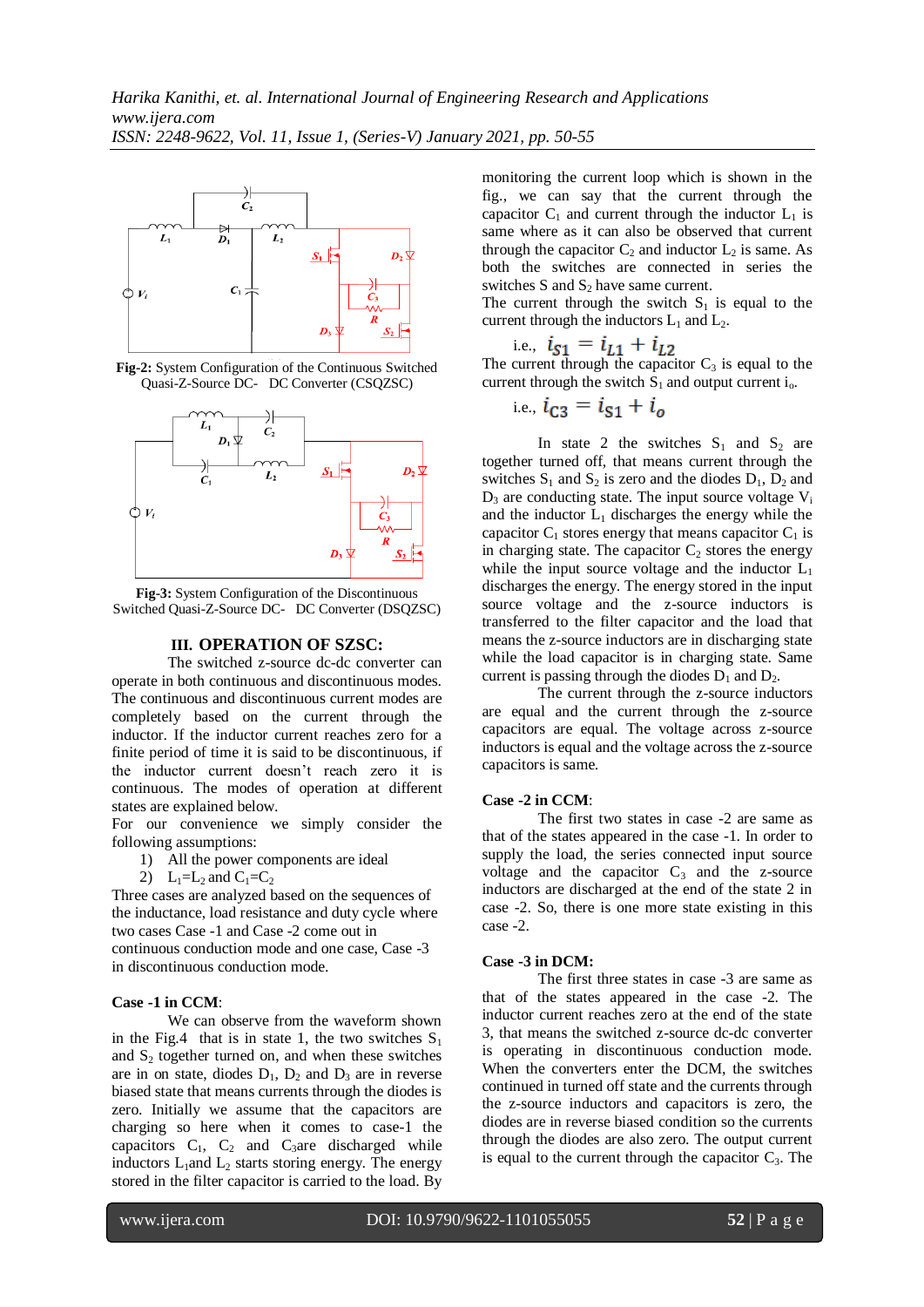**Fig-2:** System Configuration of the Continuous Switched Quasi-Z-Source DC- DC Converter (CSQZSC)

**Fig-3:** System Configuration of the Discontinuous Switched Quasi-Z-Source DC- DC Converter (DSQZSC)

## III. OPERATION OF SZSC:

The switched z-source dc-dc converter can operate in both continuous and discontinuous modes. The continuous and discontinuous current modes are completely based on the current through the inductor. If the inductor current reaches zero for a finite period of time it is said to be discontinuous, if the inductor current doesn't reach zero it is continuous. The modes of operation at different states are explained below.

For our convenience we simply consider the following assumptions:

1) All the power components are ideal
2) $L_1$=$L_2$ and $C_1$=$C_2$

Three cases are analyzed based on the sequences of the inductance, load resistance and duty cycle where two cases Case -1 and Case -2 come out in continuous conduction mode and one case, Case -3 in discontinuous conduction mode.

**Case -1 in CCM**:

We can observe from the waveform shown in the Fig.4 that is in state 1, the two switches $S_1$ and $S_2$ together turned on, and when these switches are in on state, diodes $D_1$, $D_2$ and $D_3$ are in reverse biased state that means currents through the diodes is zero. Initially we assume that the capacitors are charging so here when it comes to case-1 the capacitors $C_1$, $C_2$ and $C_3$are discharged while inductors $L_1$and $L_2$ starts storing energy. The energy stored in the filter capacitor is carried to the load. By monitoring the current loop which is shown in the fig., we can say that the current through the capacitor $C_1$ and current through the inductor $L_1$ is same where as it can also be observed that current through the capacitor $C_2$ and inductor $L_2$ is same. As both the switches are connected in series the switches S and $S_2$ have same current.

The current through the switch $S_1$ is equal to the current through the inductors $L_1$ and $L_2$.

i.e., $i_{S1} = i_{L1} + i_{L2}$

The current through the capacitor $C_3$ is equal to the current through the switch $S_1$ and output current $i_o$.

i.e., $i_{C3} = i_{S1} + i_o$

In state 2 the switches $S_1$ and $S_2$ are together turned off, that means current through the switches $S_1$ and $S_2$ is zero and the diodes $D_1$, $D_2$ and $D_3$ are conducting state. The input source voltage $V_i$ and the inductor $L_1$ discharges the energy while the capacitor $C_1$ stores energy that means capacitor $C_1$ is in charging state. The capacitor $C_2$ stores the energy while the input source voltage and the inductor $L_1$ discharges the energy. The energy stored in the input source voltage and the z-source inductors is transferred to the filter capacitor and the load that means the z-source inductors are in discharging state while the load capacitor is in charging state. Same current is passing through the diodes $D_1$ and $D_2$.

The current through the z-source inductors are equal and the current through the z-source capacitors are equal. The voltage across z-source inductors is equal and the voltage across the z-source capacitors is same.

**Case -2 in CCM**:

The first two states in case -2 are same as that of the states appeared in the case -1. In order to supply the load, the series connected input source voltage and the capacitor $C_3$ and the z-source inductors are discharged at the end of the state 2 in case -2. So, there is one more state existing in this case -2.

**Case -3 in DCM:**

The first three states in case -3 are same as that of the states appeared in the case -2. The inductor current reaches zero at the end of the state 3, that means the switched z-source dc-dc converter is operating in discontinuous conduction mode. When the converters enter the DCM, the switches continued in turned off state and the currents through the z-source inductors and capacitors is zero, the diodes are in reverse biased condition so the currents through the diodes are also zero. The output current is equal to the current through the capacitor $C_3$. The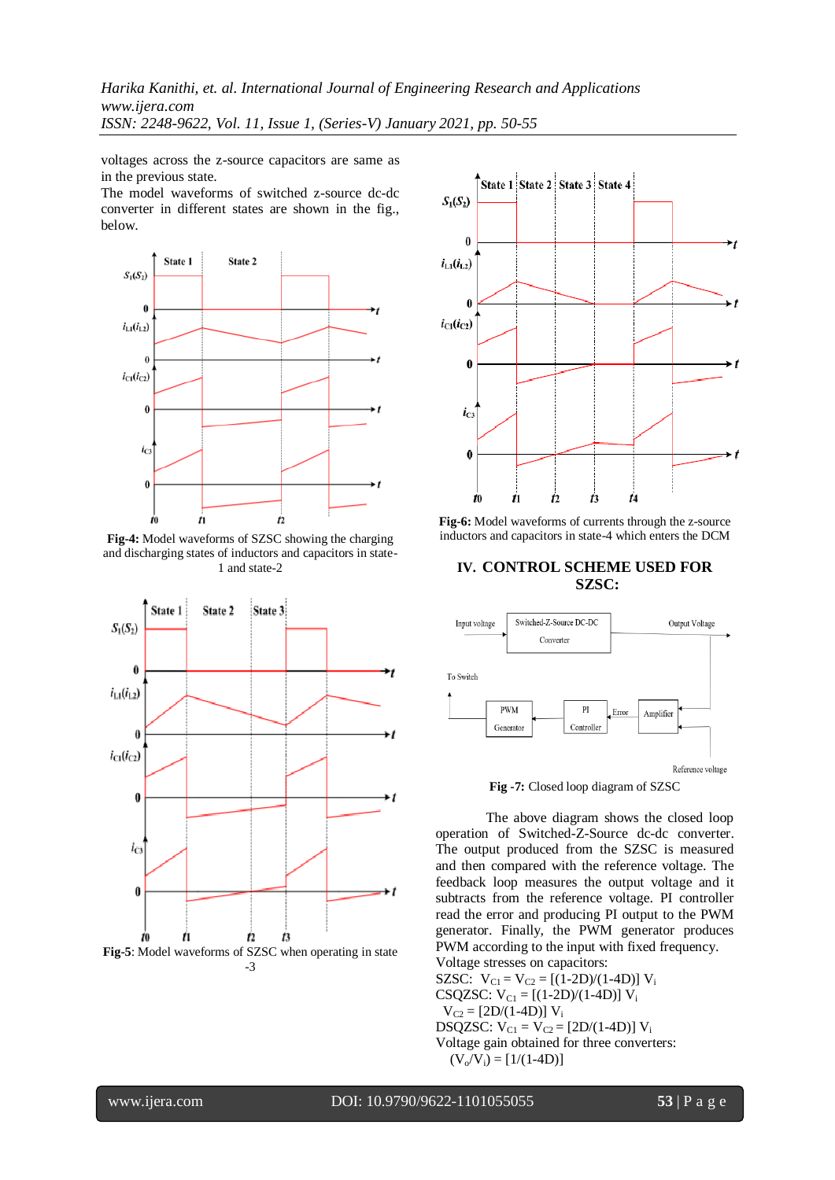voltages across the z-source capacitors are same as in the previous state.

The model waveforms of switched z-source dc-dc converter in different states are shown in the fig., below.

**Fig-4:** Model waveforms of SZSC showing the charging and discharging states of inductors and capacitors in state-1 and state-2

**Fig-5**: Model waveforms of SZSC when operating in state -3

**Fig-6:** Model waveforms of currents through the z-source inductors and capacitors in state-4 which enters the DCM

## IV. CONTROL SCHEME USED FOR SZSC:

**Fig -7:** Closed loop diagram of SZSC

The above diagram shows the closed loop operation of Switched-Z-Source dc-dc converter. The output produced from the SZSC is measured and then compared with the reference voltage. The feedback loop measures the output voltage and it subtracts from the reference voltage. PI controller read the error and producing PI output to the PWM generator. Finally, the PWM generator produces PWM according to the input with fixed frequency.

Voltage stresses on capacitors:

SZSC: $V_{C1} = V_{C2} = [(1-2D)/(1-4D)]\ V_i$

CSQZSC: $V_{C1} = [(1-2D)/(1-4D)]\ V_i$

$V_{C2} = [2D/(1-4D)]\ V_i$

DSQZSC: $V_{C1} = V_{C2} = [2D/(1-4D)]\ V_i$

Voltage gain obtained for three converters:

$(V_o/V_i) = [1/(1-4D)]$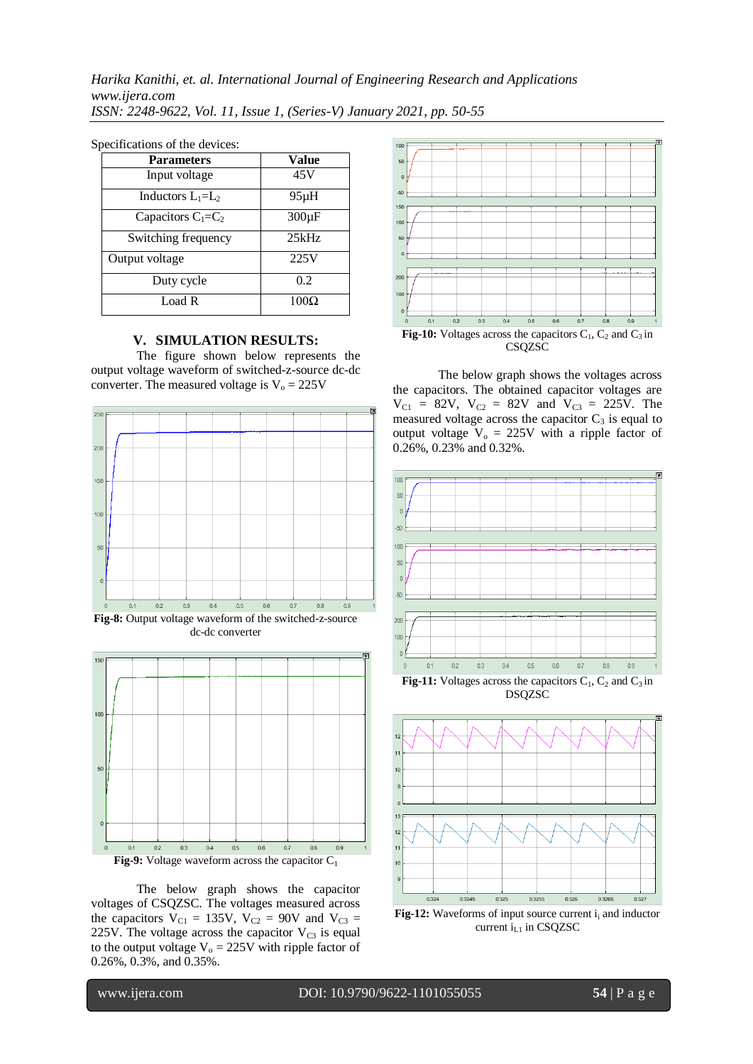Specifications of the devices:

| Parameters | Value |
|---|---|
| Input voltage | 45V |
| Inductors $L_1=L_2$ | 95μH |
| Capacitors $C_1=C_2$ | 300μF |
| Switching frequency | 25kHz |
| Output voltage | 225V |
| Duty cycle | 0.2 |
| Load R | 100Ω |

## V. SIMULATION RESULTS:

The figure shown below represents the output voltage waveform of switched-z-source dc-dc converter. The measured voltage is $V_o = 225V$

**Fig-8:** Output voltage waveform of the switched-z-source dc-dc converter

**Fig-9:** Voltage waveform across the capacitor $C_1$

The below graph shows the capacitor voltages of CSQZSC. The voltages measured across the capacitors $V_{C1} = 135V$, $V_{C2} = 90V$ and $V_{C3} = 225V$. The voltage across the capacitor $V_{C3}$ is equal to the output voltage $V_o = 225V$ with ripple factor of 0.26%, 0.3%, and 0.35%.

**Fig-10:** Voltages across the capacitors $C_1$, $C_2$ and $C_3$ in CSQZSC

The below graph shows the voltages across the capacitors. The obtained capacitor voltages are $V_{C1} = 82V$, $V_{C2} = 82V$ and $V_{C3} = 225V$. The measured voltage across the capacitor $C_3$ is equal to output voltage $V_o = 225V$ with a ripple factor of 0.26%, 0.23% and 0.32%.

**Fig-11:** Voltages across the capacitors $C_1$, $C_2$ and $C_3$ in DSQZSC

**Fig-12:** Waveforms of input source current $i_i$ and inductor current $i_{L1}$ in CSQZSC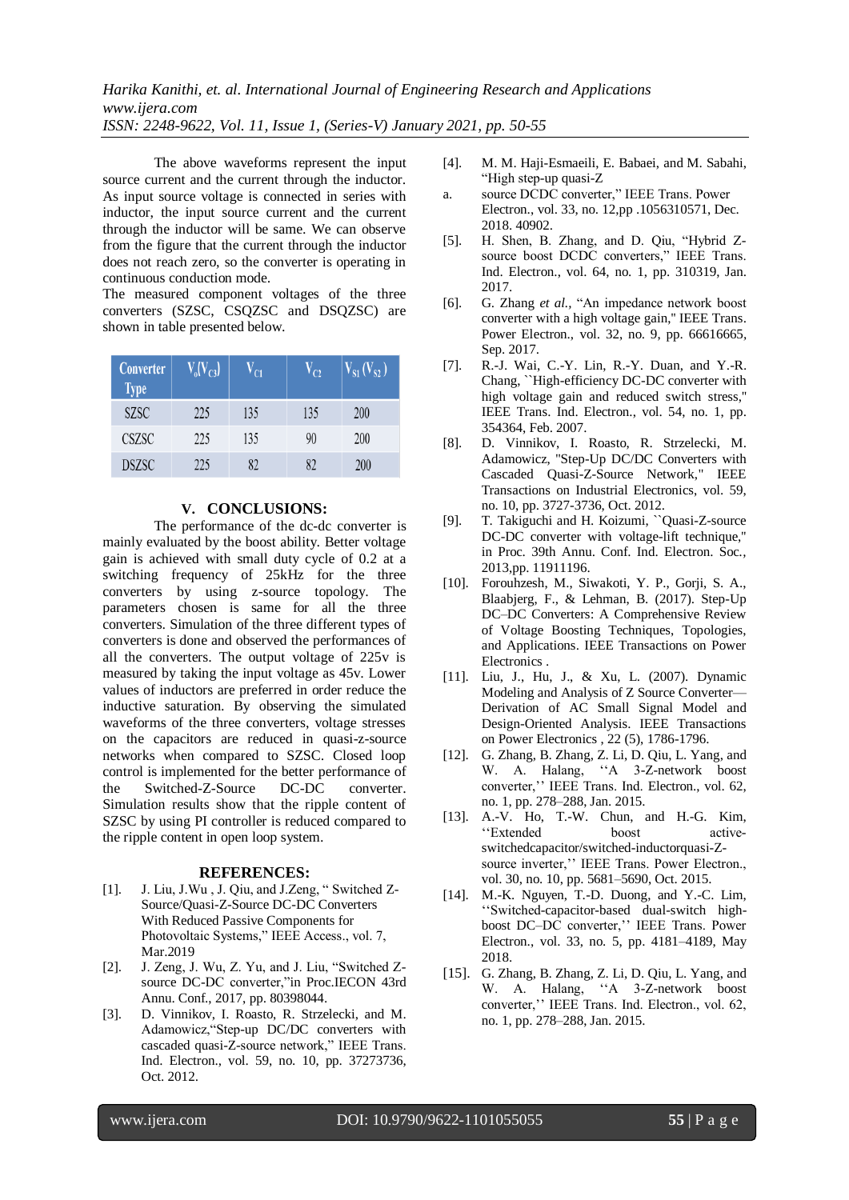The above waveforms represent the input source current and the current through the inductor. As input source voltage is connected in series with inductor, the input source current and the current through the inductor will be same. We can observe from the figure that the current through the inductor does not reach zero, so the converter is operating in continuous conduction mode.
The measured component voltages of the three converters (SZSC, CSQZSC and DSQZSC) are shown in table presented below.

| Converter Type | $V_o(V_{C3})$ | $V_{C1}$ | $V_{C2}$ | $V_{S1}(V_{S2})$ |
|---|---|---|---|---|
| SZSC | 225 | 135 | 135 | 200 |
| CSZSC | 225 | 135 | 90 | 200 |
| DSZSC | 225 | 82 | 82 | 200 |

## V. CONCLUSIONS:

The performance of the dc-dc converter is mainly evaluated by the boost ability. Better voltage gain is achieved with small duty cycle of 0.2 at a switching frequency of 25kHz for the three converters by using z-source topology. The parameters chosen is same for all the three converters. Simulation of the three different types of converters is done and observed the performances of all the converters. The output voltage of 225v is measured by taking the input voltage as 45v. Lower values of inductors are preferred in order reduce the inductive saturation. By observing the simulated waveforms of the three converters, voltage stresses on the capacitors are reduced in quasi-z-source networks when compared to SZSC. Closed loop control is implemented for the better performance of the Switched-Z-Source DC-DC converter. Simulation results show that the ripple content of SZSC by using PI controller is reduced compared to the ripple content in open loop system.

## REFERENCES:

[1]. J. Liu, J.Wu , J. Qiu, and J.Zeng, " Switched Z-Source/Quasi-Z-Source DC-DC Converters With Reduced Passive Components for Photovoltaic Systems," IEEE Access., vol. 7, Mar.2019

[2]. J. Zeng, J. Wu, Z. Yu, and J. Liu, "Switched Z-source DC-DC converter,"in Proc.IECON 43rd Annu. Conf., 2017, pp. 80398044.

[3]. D. Vinnikov, I. Roasto, R. Strzelecki, and M. Adamowicz,"Step-up DC/DC converters with cascaded quasi-Z-source network," IEEE Trans. Ind. Electron., vol. 59, no. 10, pp. 37273736, Oct. 2012.

[4]. M. M. Haji-Esmaeili, E. Babaei, and M. Sabahi, "High step-up quasi-Z

a. source DCDC converter," IEEE Trans. Power Electron., vol. 33, no. 12,pp .1056310571, Dec. 2018. 40902.

[5]. H. Shen, B. Zhang, and D. Qiu, "Hybrid Z-source boost DCDC converters," IEEE Trans. Ind. Electron., vol. 64, no. 1, pp. 310319, Jan. 2017.

[6]. G. Zhang *et al.*, "An impedance network boost converter with a high voltage gain," IEEE Trans. Power Electron., vol. 32, no. 9, pp. 66616665, Sep. 2017.

[7]. R.-J. Wai, C.-Y. Lin, R.-Y. Duan, and Y.-R. Chang, ``High-efficiency DC-DC converter with high voltage gain and reduced switch stress,'' IEEE Trans. Ind. Electron., vol. 54, no. 1, pp. 354364, Feb. 2007.

[8]. D. Vinnikov, I. Roasto, R. Strzelecki, M. Adamowicz, "Step-Up DC/DC Converters with Cascaded Quasi-Z-Source Network," IEEE Transactions on Industrial Electronics, vol. 59, no. 10, pp. 3727-3736, Oct. 2012.

[9]. T. Takiguchi and H. Koizumi, ``Quasi-Z-source DC-DC converter with voltage-lift technique,'' in Proc. 39th Annu. Conf. Ind. Electron. Soc., 2013,pp. 11911196.

[10]. Forouhzesh, M., Siwakoti, Y. P., Gorji, S. A., Blaabjerg, F., & Lehman, B. (2017). Step-Up DC–DC Converters: A Comprehensive Review of Voltage Boosting Techniques, Topologies, and Applications. IEEE Transactions on Power Electronics .

[11]. Liu, J., Hu, J., & Xu, L. (2007). Dynamic Modeling and Analysis of Z Source Converter—Derivation of AC Small Signal Model and Design-Oriented Analysis. IEEE Transactions on Power Electronics , 22 (5), 1786-1796.

[12]. G. Zhang, B. Zhang, Z. Li, D. Qiu, L. Yang, and W. A. Halang, ''A 3-Z-network boost converter,'' IEEE Trans. Ind. Electron., vol. 62, no. 1, pp. 278–288, Jan. 2015.

[13]. A.-V. Ho, T.-W. Chun, and H.-G. Kim, ''Extended boost active-switchedcapacitor/switched-inductorquasi-Z-source inverter,'' IEEE Trans. Power Electron., vol. 30, no. 10, pp. 5681–5690, Oct. 2015.

[14]. M.-K. Nguyen, T.-D. Duong, and Y.-C. Lim, ''Switched-capacitor-based dual-switch high-boost DC–DC converter,'' IEEE Trans. Power Electron., vol. 33, no. 5, pp. 4181–4189, May 2018.

[15]. G. Zhang, B. Zhang, Z. Li, D. Qiu, L. Yang, and W. A. Halang, ''A 3-Z-network boost converter,'' IEEE Trans. Ind. Electron., vol. 62, no. 1, pp. 278–288, Jan. 2015.